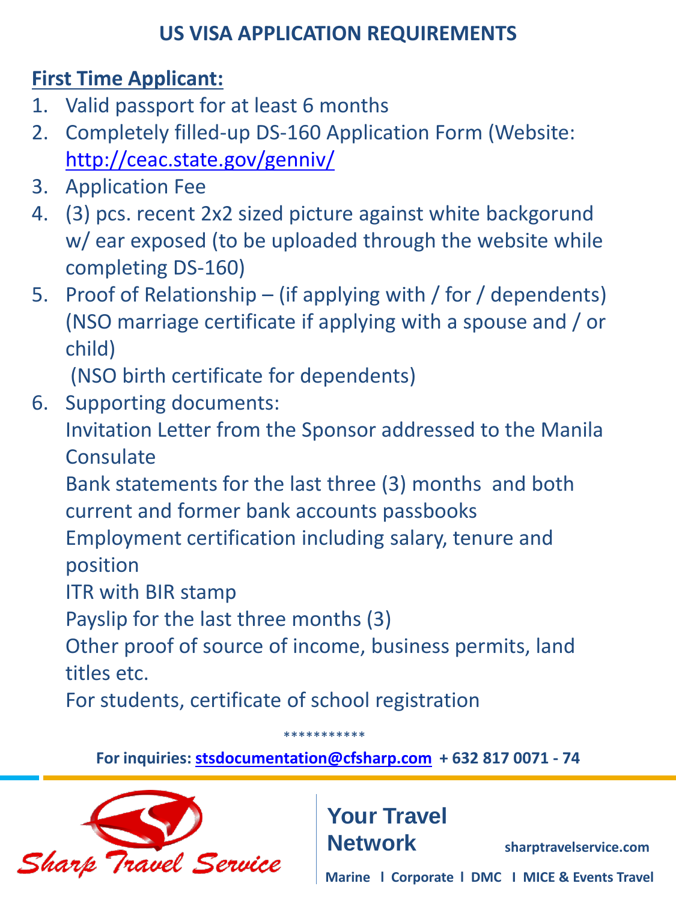# US VISA APPLICATION REQUIREMENTS

## First Time Applicant:

1. Valid passport for at least 6 months
2. Completely filled-up DS-160 Application Form (Website: http://ceac.state.gov/genniv/
3. Application Fee
4. (3) pcs. recent 2x2 sized picture against white backgorund w/ ear exposed (to be uploaded through the website while completing DS-160)
5. Proof of Relationship – (if applying with / for / dependents) (NSO marriage certificate if applying with a spouse and / or child)
   (NSO birth certificate for dependents)
6. Supporting documents:
   Invitation Letter from the Sponsor addressed to the Manila Consulate
   Bank statements for the last three (3) months and both current and former bank accounts passbooks
   Employment certification including salary, tenure and position
   ITR with BIR stamp
   Payslip for the last three months (3)
   Other proof of source of income, business permits, land titles etc.
   For students, certificate of school registration

***********

**For inquiries: stsdocumentation@cfsharp.com + 632 817 0071 - 74**

Sharp Travel Service

**Your Travel Network** sharptravelservice.com

**Marine l Corporate l DMC l MICE & Events Travel**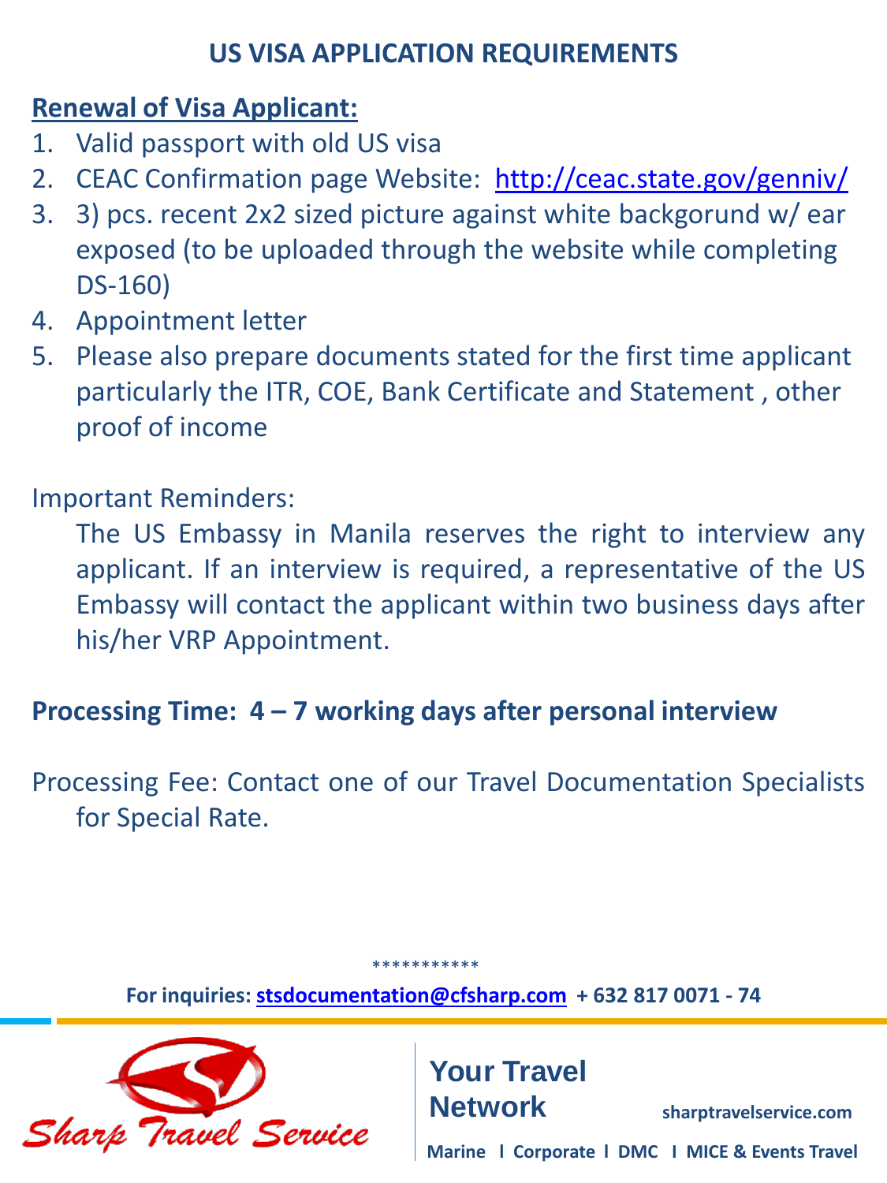## US VISA APPLICATION REQUIREMENTS

**Renewal of Visa Applicant:**

1. Valid passport with old US visa
2. CEAC Confirmation page Website: http://ceac.state.gov/genniv/
3. 3) pcs. recent 2x2 sized picture against white backgorund w/ ear exposed (to be uploaded through the website while completing DS-160)
4. Appointment letter
5. Please also prepare documents stated for the first time applicant particularly the ITR, COE, Bank Certificate and Statement , other proof of income

Important Reminders:

The US Embassy in Manila reserves the right to interview any applicant. If an interview is required, a representative of the US Embassy will contact the applicant within two business days after his/her VRP Appointment.

**Processing Time: 4 – 7 working days after personal interview**

Processing Fee: Contact one of our Travel Documentation Specialists for Special Rate.

***********

**For inquiries: stsdocumentation@cfsharp.com + 632 817 0071 - 74**

Sharp Travel Service

**Your Travel Network**

**sharptravelservice.com**

**Marine l Corporate l DMC l MICE & Events Travel**